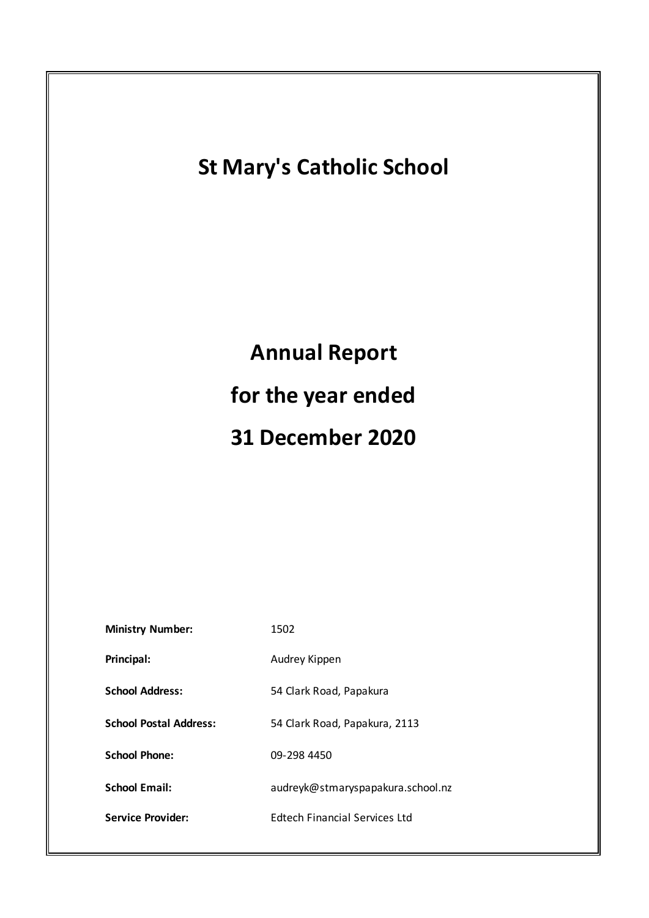# St Mary's Catholic School

# Annual Report
# for the year ended
# 31 December 2020

| | |
|---|---|
| **Ministry Number:** | 1502 |
| **Principal:** | Audrey Kippen |
| **School Address:** | 54 Clark Road, Papakura |
| **School Postal Address:** | 54 Clark Road, Papakura, 2113 |
| **School Phone:** | 09-298 4450 |
| **School Email:** | audreyk@stmaryspapakura.school.nz |
| **Service Provider:** | Edtech Financial Services Ltd |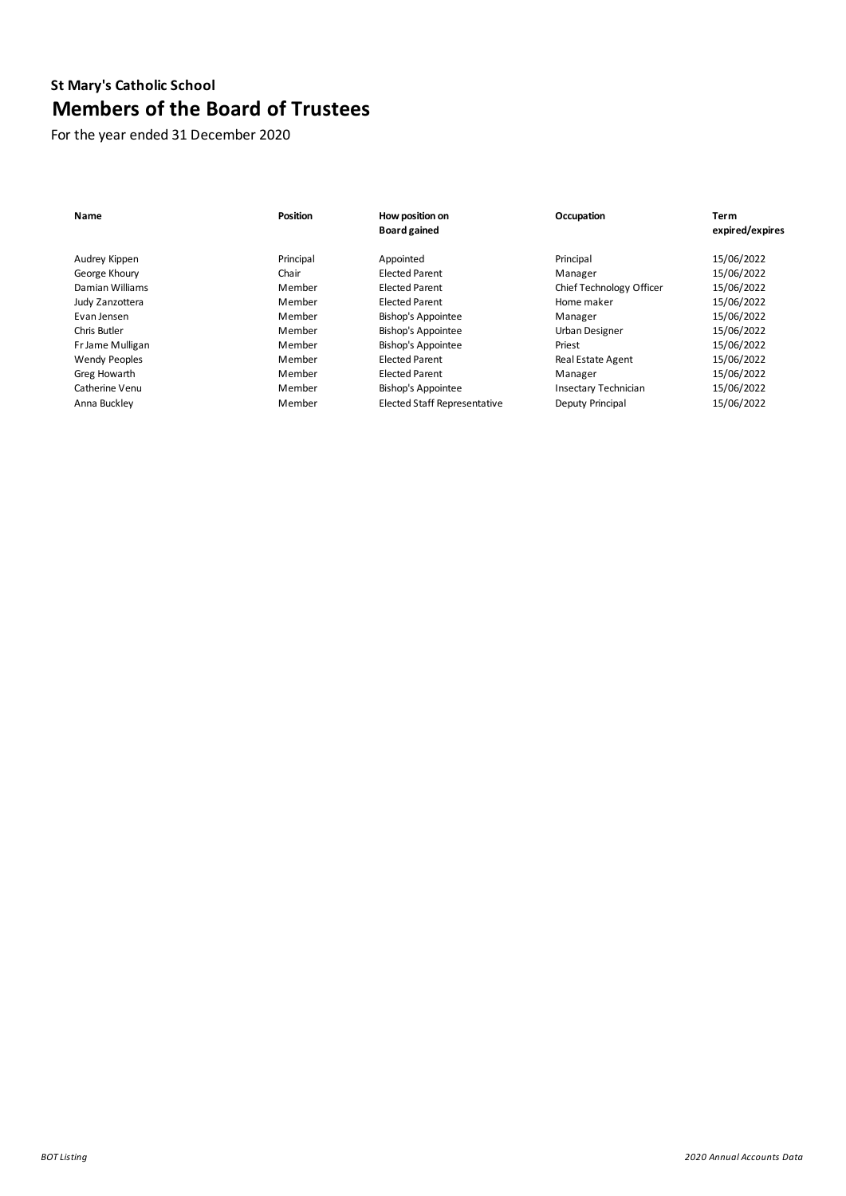### St Mary's Catholic School

## Members of the Board of Trustees

For the year ended 31 December 2020

| Name | Position | How position on Board gained | Occupation | Term expired/expires |
|---|---|---|---|---|
| Audrey Kippen | Principal | Appointed | Principal | 15/06/2022 |
| George Khoury | Chair | Elected Parent | Manager | 15/06/2022 |
| Damian Williams | Member | Elected Parent | Chief Technology Officer | 15/06/2022 |
| Judy Zanzottera | Member | Elected Parent | Home maker | 15/06/2022 |
| Evan Jensen | Member | Bishop's Appointee | Manager | 15/06/2022 |
| Chris Butler | Member | Bishop's Appointee | Urban Designer | 15/06/2022 |
| Fr Jame Mulligan | Member | Bishop's Appointee | Priest | 15/06/2022 |
| Wendy Peoples | Member | Elected Parent | Real Estate Agent | 15/06/2022 |
| Greg Howarth | Member | Elected Parent | Manager | 15/06/2022 |
| Catherine Venu | Member | Bishop's Appointee | Insectary Technician | 15/06/2022 |
| Anna Buckley | Member | Elected Staff Representative | Deputy Principal | 15/06/2022 |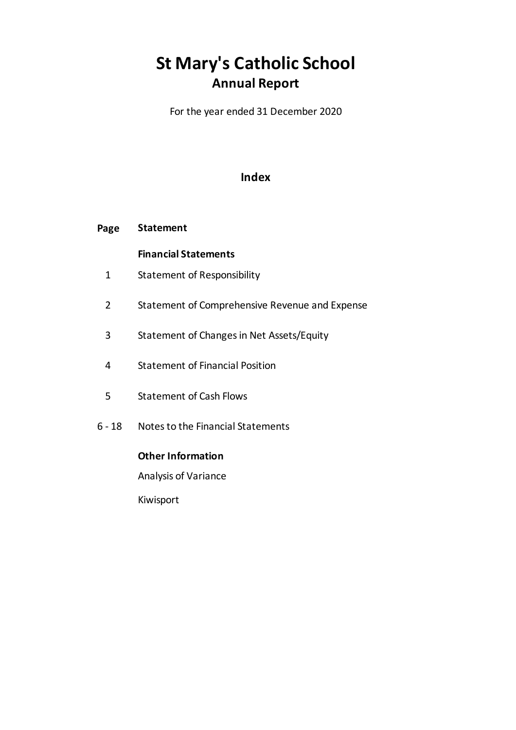# St Mary's Catholic School

## Annual Report

For the year ended 31 December 2020

## Index

| Page | Statement |
|---|---|
| | **Financial Statements** |
| 1 | Statement of Responsibility |
| 2 | Statement of Comprehensive Revenue and Expense |
| 3 | Statement of Changes in Net Assets/Equity |
| 4 | Statement of Financial Position |
| 5 | Statement of Cash Flows |
| 6 - 18 | Notes to the Financial Statements |
| | **Other Information** |
| | Analysis of Variance |
| | Kiwisport |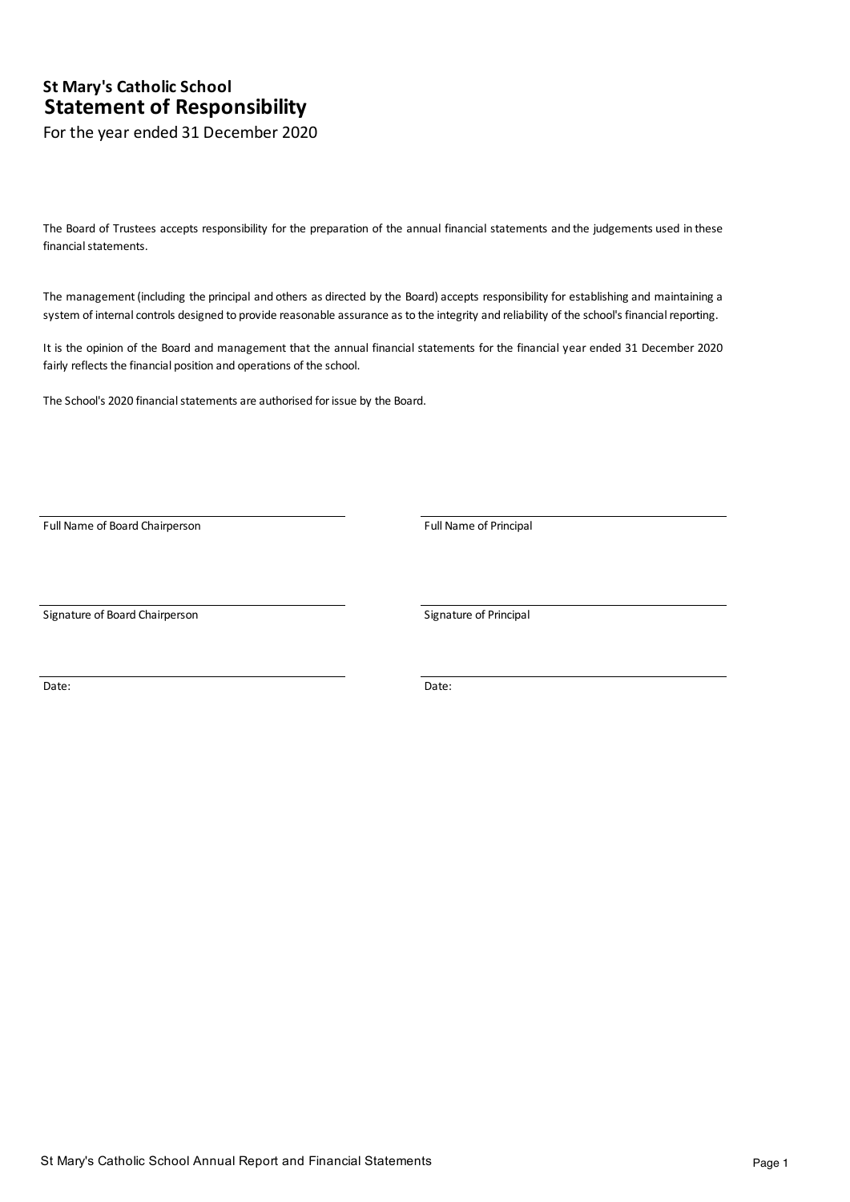**St Mary's Catholic School**

# Statement of Responsibility

For the year ended 31 December 2020

The Board of Trustees accepts responsibility for the preparation of the annual financial statements and the judgements used in these financial statements.

The management (including the principal and others as directed by the Board) accepts responsibility for establishing and maintaining a system of internal controls designed to provide reasonable assurance as to the integrity and reliability of the school's financial reporting.

It is the opinion of the Board and management that the annual financial statements for the financial year ended 31 December 2020 fairly reflects the financial position and operations of the school.

The School's 2020 financial statements are authorised for issue by the Board.

| | |
|---|---|
| Full Name of Board Chairperson | Full Name of Principal |
| Signature of Board Chairperson | Signature of Principal |
| Date: | Date: |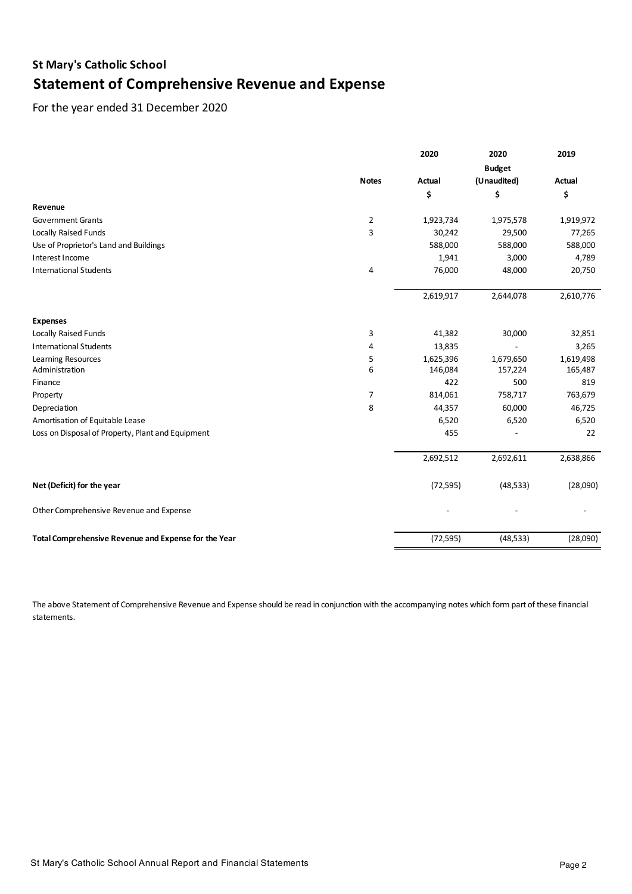## St Mary's Catholic School

# Statement of Comprehensive Revenue and Expense

For the year ended 31 December 2020

| | Notes | 2020 Actual $ | 2020 Budget (Unaudited) $ | 2019 Actual $ |
|---|---|---|---|---|
| **Revenue** | | | | |
| Government Grants | 2 | 1,923,734 | 1,975,578 | 1,919,972 |
| Locally Raised Funds | 3 | 30,242 | 29,500 | 77,265 |
| Use of Proprietor's Land and Buildings | | 588,000 | 588,000 | 588,000 |
| Interest Income | | 1,941 | 3,000 | 4,789 |
| International Students | 4 | 76,000 | 48,000 | 20,750 |
| | | 2,619,917 | 2,644,078 | 2,610,776 |
| **Expenses** | | | | |
| Locally Raised Funds | 3 | 41,382 | 30,000 | 32,851 |
| International Students | 4 | 13,835 | - | 3,265 |
| Learning Resources | 5 | 1,625,396 | 1,679,650 | 1,619,498 |
| Administration | 6 | 146,084 | 157,224 | 165,487 |
| Finance | | 422 | 500 | 819 |
| Property | 7 | 814,061 | 758,717 | 763,679 |
| Depreciation | 8 | 44,357 | 60,000 | 46,725 |
| Amortisation of Equitable Lease | | 6,520 | 6,520 | 6,520 |
| Loss on Disposal of Property, Plant and Equipment | | 455 | - | 22 |
| | | 2,692,512 | 2,692,611 | 2,638,866 |
| **Net (Deficit) for the year** | | (72,595) | (48,533) | (28,090) |
| Other Comprehensive Revenue and Expense | | - | - | - |
| **Total Comprehensive Revenue and Expense for the Year** | | (72,595) | (48,533) | (28,090) |

The above Statement of Comprehensive Revenue and Expense should be read in conjunction with the accompanying notes which form part of these financial statements.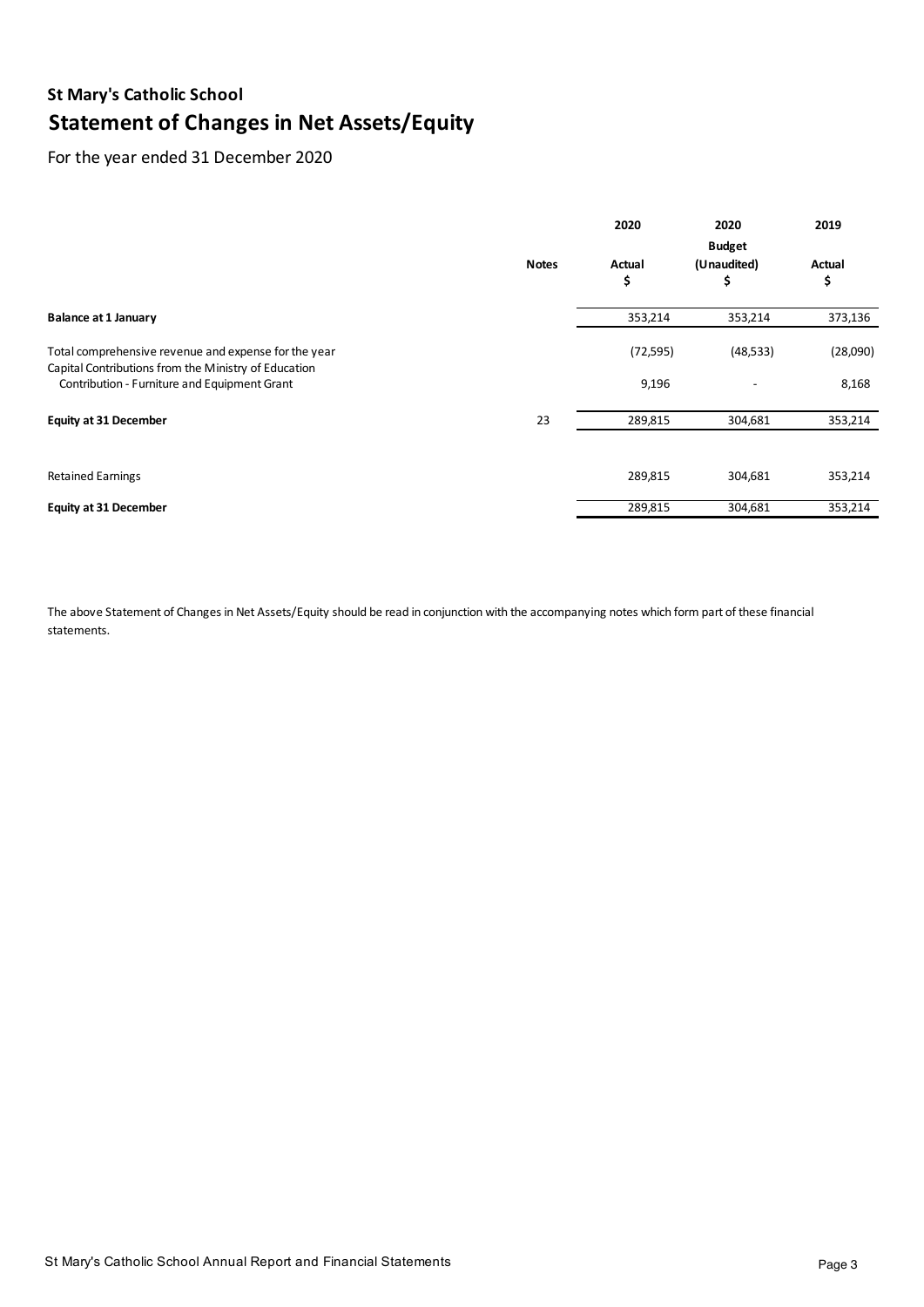**St Mary's Catholic School**

# Statement of Changes in Net Assets/Equity

For the year ended 31 December 2020

| | Notes | 2020<br>Actual<br>$ | 2020<br>Budget<br>(Unaudited)<br>$ | 2019<br>Actual<br>$ |
|---|---|---|---|---|
| **Balance at 1 January** | | 353,214 | 353,214 | 373,136 |
| Total comprehensive revenue and expense for the year | | (72,595) | (48,533) | (28,090) |
| Capital Contributions from the Ministry of Education | | | | |
| Contribution - Furniture and Equipment Grant | | 9,196 | - | 8,168 |
| **Equity at 31 December** | 23 | 289,815 | 304,681 | 353,214 |
| | | | | |
| Retained Earnings | | 289,815 | 304,681 | 353,214 |
| **Equity at 31 December** | | 289,815 | 304,681 | 353,214 |

The above Statement of Changes in Net Assets/Equity should be read in conjunction with the accompanying notes which form part of these financial statements.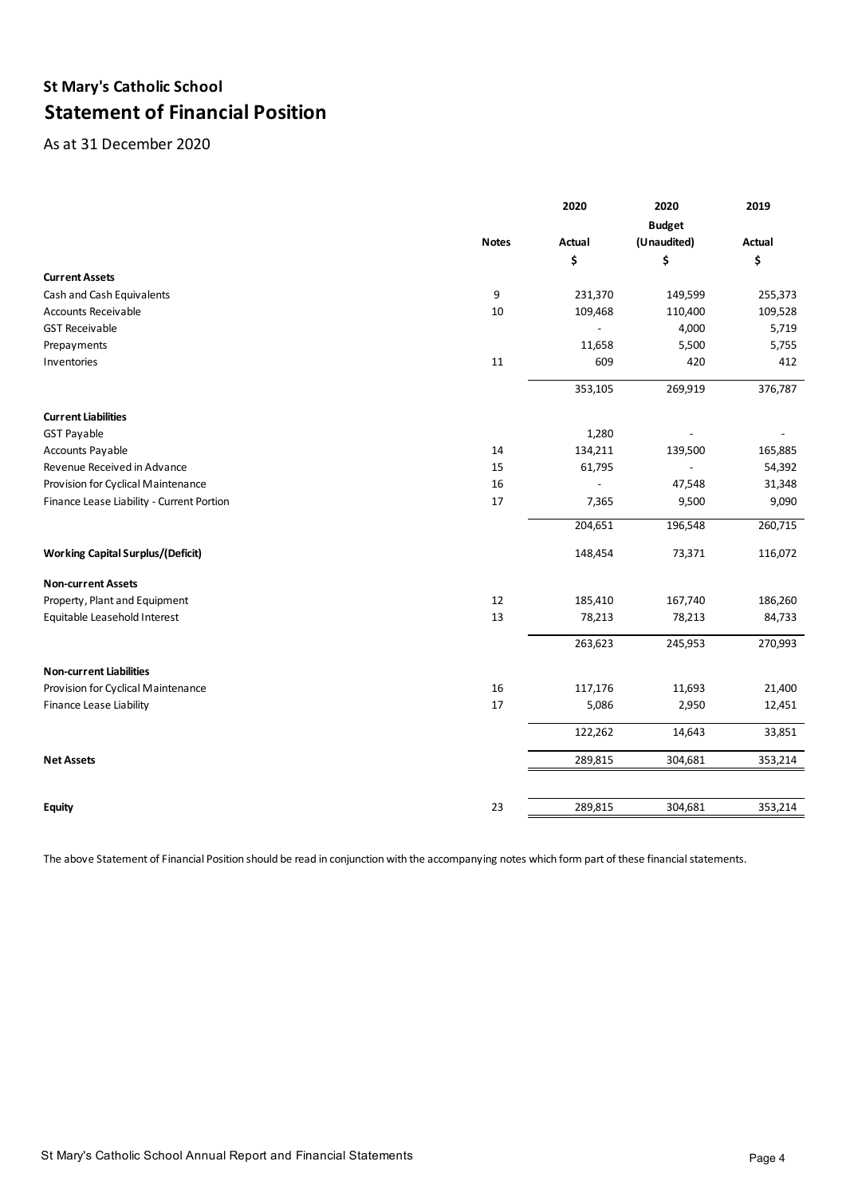## St Mary's Catholic School

# Statement of Financial Position

As at 31 December 2020

| | Notes | 2020 Actual $ | 2020 Budget (Unaudited) $ | 2019 Actual $ |
|---|---|---|---|---|
| **Current Assets** | | | | |
| Cash and Cash Equivalents | 9 | 231,370 | 149,599 | 255,373 |
| Accounts Receivable | 10 | 109,468 | 110,400 | 109,528 |
| GST Receivable | | - | 4,000 | 5,719 |
| Prepayments | | 11,658 | 5,500 | 5,755 |
| Inventories | 11 | 609 | 420 | 412 |
| | | 353,105 | 269,919 | 376,787 |
| **Current Liabilities** | | | | |
| GST Payable | | 1,280 | - | - |
| Accounts Payable | 14 | 134,211 | 139,500 | 165,885 |
| Revenue Received in Advance | 15 | 61,795 | - | 54,392 |
| Provision for Cyclical Maintenance | 16 | - | 47,548 | 31,348 |
| Finance Lease Liability - Current Portion | 17 | 7,365 | 9,500 | 9,090 |
| | | 204,651 | 196,548 | 260,715 |
| **Working Capital Surplus/(Deficit)** | | 148,454 | 73,371 | 116,072 |
| **Non-current Assets** | | | | |
| Property, Plant and Equipment | 12 | 185,410 | 167,740 | 186,260 |
| Equitable Leasehold Interest | 13 | 78,213 | 78,213 | 84,733 |
| | | 263,623 | 245,953 | 270,993 |
| **Non-current Liabilities** | | | | |
| Provision for Cyclical Maintenance | 16 | 117,176 | 11,693 | 21,400 |
| Finance Lease Liability | 17 | 5,086 | 2,950 | 12,451 |
| | | 122,262 | 14,643 | 33,851 |
| **Net Assets** | | 289,815 | 304,681 | 353,214 |
| **Equity** | 23 | 289,815 | 304,681 | 353,214 |

The above Statement of Financial Position should be read in conjunction with the accompanying notes which form part of these financial statements.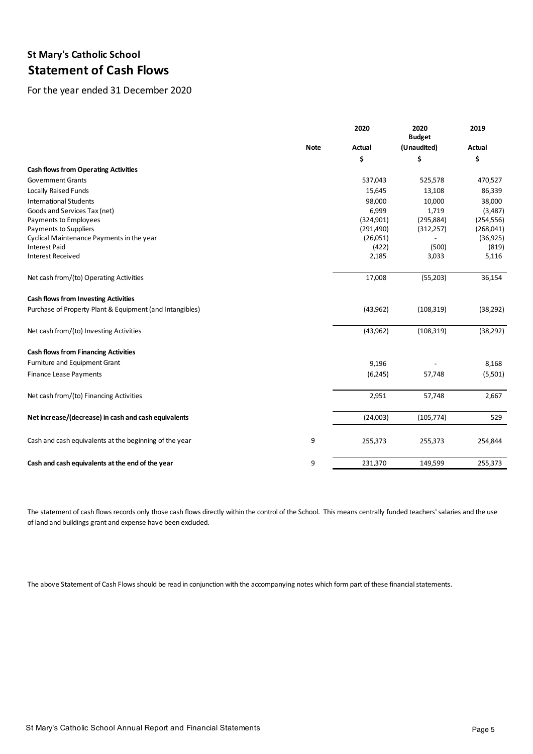## St Mary's Catholic School

# Statement of Cash Flows

For the year ended 31 December 2020

| | Note | 2020 Actual | 2020 Budget (Unaudited) | 2019 Actual |
|---|---|---|---|---|
| | | $ | $ | $ |
| **Cash flows from Operating Activities** | | | | |
| Government Grants | | 537,043 | 525,578 | 470,527 |
| Locally Raised Funds | | 15,645 | 13,108 | 86,339 |
| International Students | | 98,000 | 10,000 | 38,000 |
| Goods and Services Tax (net) | | 6,999 | 1,719 | (3,487) |
| Payments to Employees | | (324,901) | (295,884) | (254,556) |
| Payments to Suppliers | | (291,490) | (312,257) | (268,041) |
| Cyclical Maintenance Payments in the year | | (26,051) | - | (36,925) |
| Interest Paid | | (422) | (500) | (819) |
| Interest Received | | 2,185 | 3,033 | 5,116 |
| Net cash from/(to) Operating Activities | | 17,008 | (55,203) | 36,154 |
| **Cash flows from Investing Activities** | | | | |
| Purchase of Property Plant & Equipment (and Intangibles) | | (43,962) | (108,319) | (38,292) |
| Net cash from/(to) Investing Activities | | (43,962) | (108,319) | (38,292) |
| **Cash flows from Financing Activities** | | | | |
| Furniture and Equipment Grant | | 9,196 | - | 8,168 |
| Finance Lease Payments | | (6,245) | 57,748 | (5,501) |
| Net cash from/(to) Financing Activities | | 2,951 | 57,748 | 2,667 |
| **Net increase/(decrease) in cash and cash equivalents** | | (24,003) | (105,774) | 529 |
| Cash and cash equivalents at the beginning of the year | 9 | 255,373 | 255,373 | 254,844 |
| **Cash and cash equivalents at the end of the year** | 9 | 231,370 | 149,599 | 255,373 |

The statement of cash flows records only those cash flows directly within the control of the School. This means centrally funded teachers' salaries and the use of land and buildings grant and expense have been excluded.

The above Statement of Cash Flows should be read in conjunction with the accompanying notes which form part of these financial statements.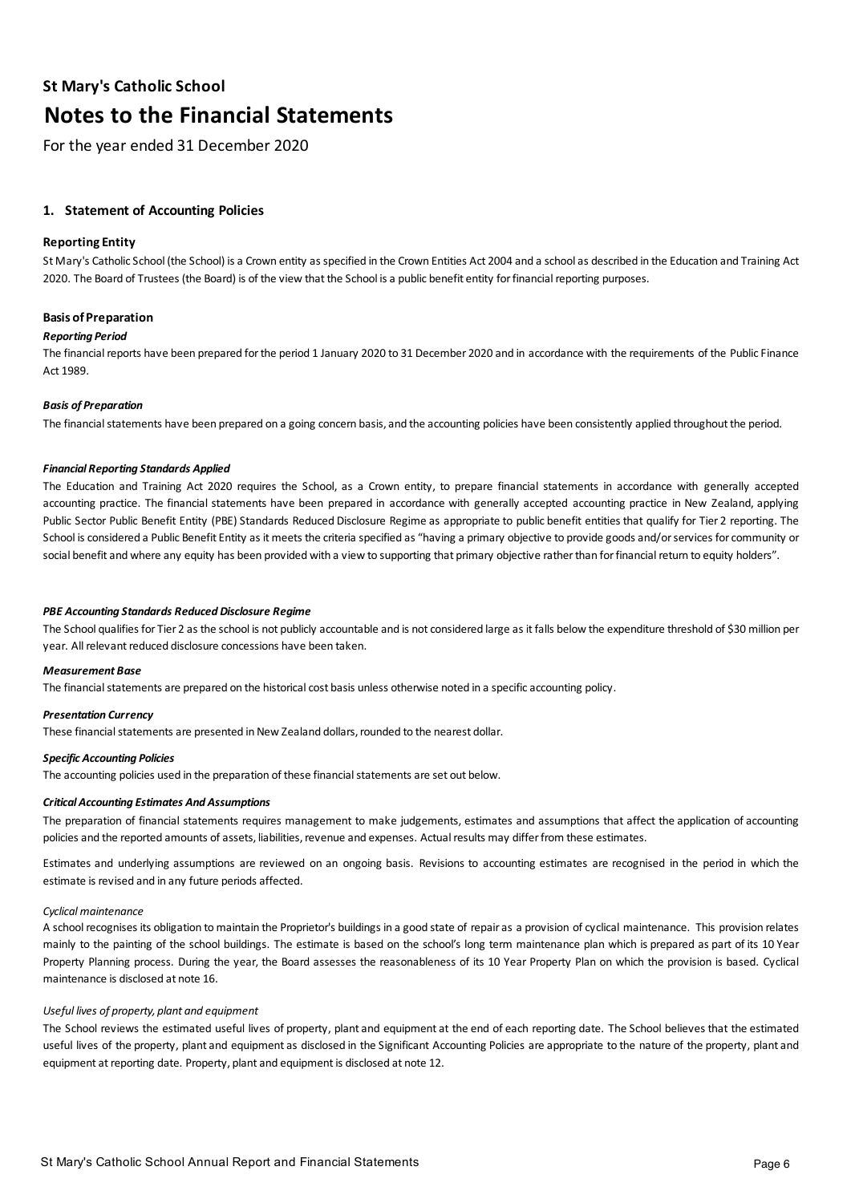## St Mary's Catholic School

# Notes to the Financial Statements

For the year ended 31 December 2020

### 1. Statement of Accounting Policies

#### Reporting Entity

St Mary's Catholic School (the School) is a Crown entity as specified in the Crown Entities Act 2004 and a school as described in the Education and Training Act 2020. The Board of Trustees (the Board) is of the view that the School is a public benefit entity for financial reporting purposes.

#### Basis of Preparation

***Reporting Period***

The financial reports have been prepared for the period 1 January 2020 to 31 December 2020 and in accordance with the requirements of the Public Finance Act 1989.

***Basis of Preparation***

The financial statements have been prepared on a going concern basis, and the accounting policies have been consistently applied throughout the period.

***Financial Reporting Standards Applied***

The Education and Training Act 2020 requires the School, as a Crown entity, to prepare financial statements in accordance with generally accepted accounting practice. The financial statements have been prepared in accordance with generally accepted accounting practice in New Zealand, applying Public Sector Public Benefit Entity (PBE) Standards Reduced Disclosure Regime as appropriate to public benefit entities that qualify for Tier 2 reporting. The School is considered a Public Benefit Entity as it meets the criteria specified as "having a primary objective to provide goods and/or services for community or social benefit and where any equity has been provided with a view to supporting that primary objective rather than for financial return to equity holders".

***PBE Accounting Standards Reduced Disclosure Regime***

The School qualifies for Tier 2 as the school is not publicly accountable and is not considered large as it falls below the expenditure threshold of $30 million per year. All relevant reduced disclosure concessions have been taken.

***Measurement Base***

The financial statements are prepared on the historical cost basis unless otherwise noted in a specific accounting policy.

***Presentation Currency***

These financial statements are presented in New Zealand dollars, rounded to the nearest dollar.

***Specific Accounting Policies***

The accounting policies used in the preparation of these financial statements are set out below.

***Critical Accounting Estimates And Assumptions***

The preparation of financial statements requires management to make judgements, estimates and assumptions that affect the application of accounting policies and the reported amounts of assets, liabilities, revenue and expenses. Actual results may differ from these estimates.

Estimates and underlying assumptions are reviewed on an ongoing basis. Revisions to accounting estimates are recognised in the period in which the estimate is revised and in any future periods affected.

*Cyclical maintenance*

A school recognises its obligation to maintain the Proprietor's buildings in a good state of repair as a provision of cyclical maintenance. This provision relates mainly to the painting of the school buildings. The estimate is based on the school's long term maintenance plan which is prepared as part of its 10 Year Property Planning process. During the year, the Board assesses the reasonableness of its 10 Year Property Plan on which the provision is based. Cyclical maintenance is disclosed at note 16.

*Useful lives of property, plant and equipment*

The School reviews the estimated useful lives of property, plant and equipment at the end of each reporting date. The School believes that the estimated useful lives of the property, plant and equipment as disclosed in the Significant Accounting Policies are appropriate to the nature of the property, plant and equipment at reporting date. Property, plant and equipment is disclosed at note 12.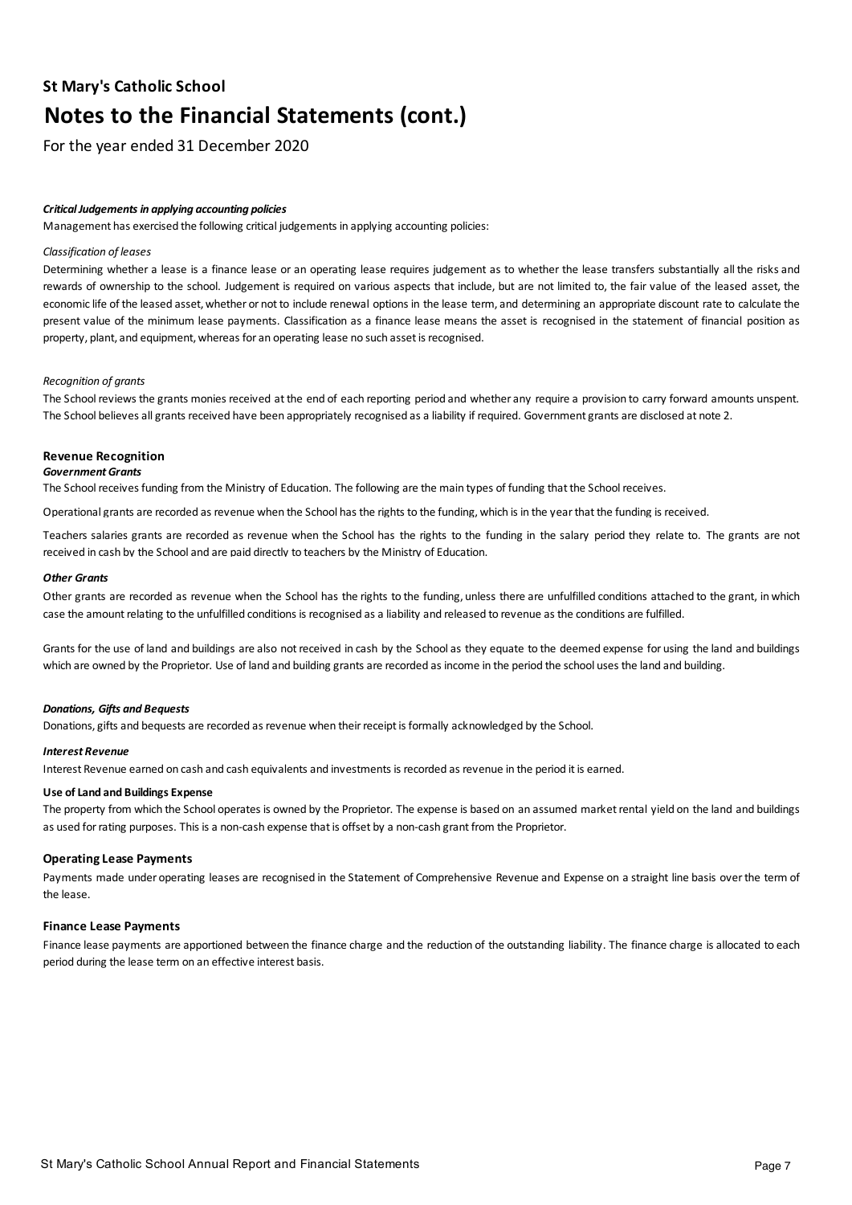## St Mary's Catholic School

# Notes to the Financial Statements (cont.)

For the year ended 31 December 2020

***Critical Judgements in applying accounting policies***

Management has exercised the following critical judgements in applying accounting policies:

*Classification of leases*

Determining whether a lease is a finance lease or an operating lease requires judgement as to whether the lease transfers substantially all the risks and rewards of ownership to the school. Judgement is required on various aspects that include, but are not limited to, the fair value of the leased asset, the economic life of the leased asset, whether or not to include renewal options in the lease term, and determining an appropriate discount rate to calculate the present value of the minimum lease payments. Classification as a finance lease means the asset is recognised in the statement of financial position as property, plant, and equipment, whereas for an operating lease no such asset is recognised.

*Recognition of grants*

The School reviews the grants monies received at the end of each reporting period and whether any require a provision to carry forward amounts unspent. The School believes all grants received have been appropriately recognised as a liability if required. Government grants are disclosed at note 2.

### Revenue Recognition

***Government Grants***

The School receives funding from the Ministry of Education. The following are the main types of funding that the School receives.

Operational grants are recorded as revenue when the School has the rights to the funding, which is in the year that the funding is received.

Teachers salaries grants are recorded as revenue when the School has the rights to the funding in the salary period they relate to. The grants are not received in cash by the School and are paid directly to teachers by the Ministry of Education.

***Other Grants***

Other grants are recorded as revenue when the School has the rights to the funding, unless there are unfulfilled conditions attached to the grant, in which case the amount relating to the unfulfilled conditions is recognised as a liability and released to revenue as the conditions are fulfilled.

Grants for the use of land and buildings are also not received in cash by the School as they equate to the deemed expense for using the land and buildings which are owned by the Proprietor. Use of land and building grants are recorded as income in the period the school uses the land and building.

***Donations, Gifts and Bequests***

Donations, gifts and bequests are recorded as revenue when their receipt is formally acknowledged by the School.

***Interest Revenue***

Interest Revenue earned on cash and cash equivalents and investments is recorded as revenue in the period it is earned.

**Use of Land and Buildings Expense**

The property from which the School operates is owned by the Proprietor. The expense is based on an assumed market rental yield on the land and buildings as used for rating purposes. This is a non-cash expense that is offset by a non-cash grant from the Proprietor.

### Operating Lease Payments

Payments made under operating leases are recognised in the Statement of Comprehensive Revenue and Expense on a straight line basis over the term of the lease.

### Finance Lease Payments

Finance lease payments are apportioned between the finance charge and the reduction of the outstanding liability. The finance charge is allocated to each period during the lease term on an effective interest basis.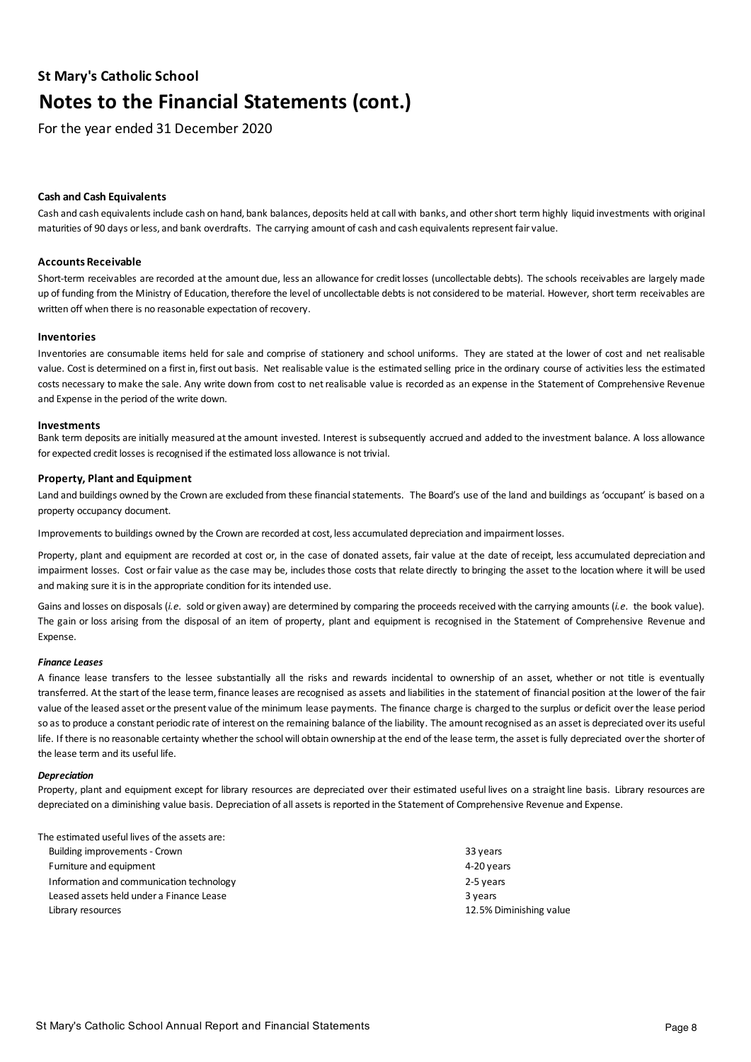**St Mary's Catholic School**

# Notes to the Financial Statements (cont.)

For the year ended 31 December 2020

### Cash and Cash Equivalents

Cash and cash equivalents include cash on hand, bank balances, deposits held at call with banks, and other short term highly liquid investments with original maturities of 90 days or less, and bank overdrafts. The carrying amount of cash and cash equivalents represent fair value.

### Accounts Receivable

Short-term receivables are recorded at the amount due, less an allowance for credit losses (uncollectable debts). The schools receivables are largely made up of funding from the Ministry of Education, therefore the level of uncollectable debts is not considered to be material. However, short term receivables are written off when there is no reasonable expectation of recovery.

### Inventories

Inventories are consumable items held for sale and comprise of stationery and school uniforms. They are stated at the lower of cost and net realisable value. Cost is determined on a first in, first out basis. Net realisable value is the estimated selling price in the ordinary course of activities less the estimated costs necessary to make the sale. Any write down from cost to net realisable value is recorded as an expense in the Statement of Comprehensive Revenue and Expense in the period of the write down.

### Investments

Bank term deposits are initially measured at the amount invested. Interest is subsequently accrued and added to the investment balance. A loss allowance for expected credit losses is recognised if the estimated loss allowance is not trivial.

### Property, Plant and Equipment

Land and buildings owned by the Crown are excluded from these financial statements. The Board's use of the land and buildings as 'occupant' is based on a property occupancy document.

Improvements to buildings owned by the Crown are recorded at cost, less accumulated depreciation and impairment losses.

Property, plant and equipment are recorded at cost or, in the case of donated assets, fair value at the date of receipt, less accumulated depreciation and impairment losses. Cost or fair value as the case may be, includes those costs that relate directly to bringing the asset to the location where it will be used and making sure it is in the appropriate condition for its intended use.

Gains and losses on disposals (*i.e.* sold or given away) are determined by comparing the proceeds received with the carrying amounts (*i.e.* the book value). The gain or loss arising from the disposal of an item of property, plant and equipment is recognised in the Statement of Comprehensive Revenue and Expense.

#### *Finance Leases*

A finance lease transfers to the lessee substantially all the risks and rewards incidental to ownership of an asset, whether or not title is eventually transferred. At the start of the lease term, finance leases are recognised as assets and liabilities in the statement of financial position at the lower of the fair value of the leased asset or the present value of the minimum lease payments. The finance charge is charged to the surplus or deficit over the lease period so as to produce a constant periodic rate of interest on the remaining balance of the liability. The amount recognised as an asset is depreciated over its useful life. If there is no reasonable certainty whether the school will obtain ownership at the end of the lease term, the asset is fully depreciated over the shorter of the lease term and its useful life.

#### *Depreciation*

Property, plant and equipment except for library resources are depreciated over their estimated useful lives on a straight line basis. Library resources are depreciated on a diminishing value basis. Depreciation of all assets is reported in the Statement of Comprehensive Revenue and Expense.

The estimated useful lives of the assets are:

| | |
|---|---|
| Building improvements - Crown | 33 years |
| Furniture and equipment | 4-20 years |
| Information and communication technology | 2-5 years |
| Leased assets held under a Finance Lease | 3 years |
| Library resources | 12.5% Diminishing value |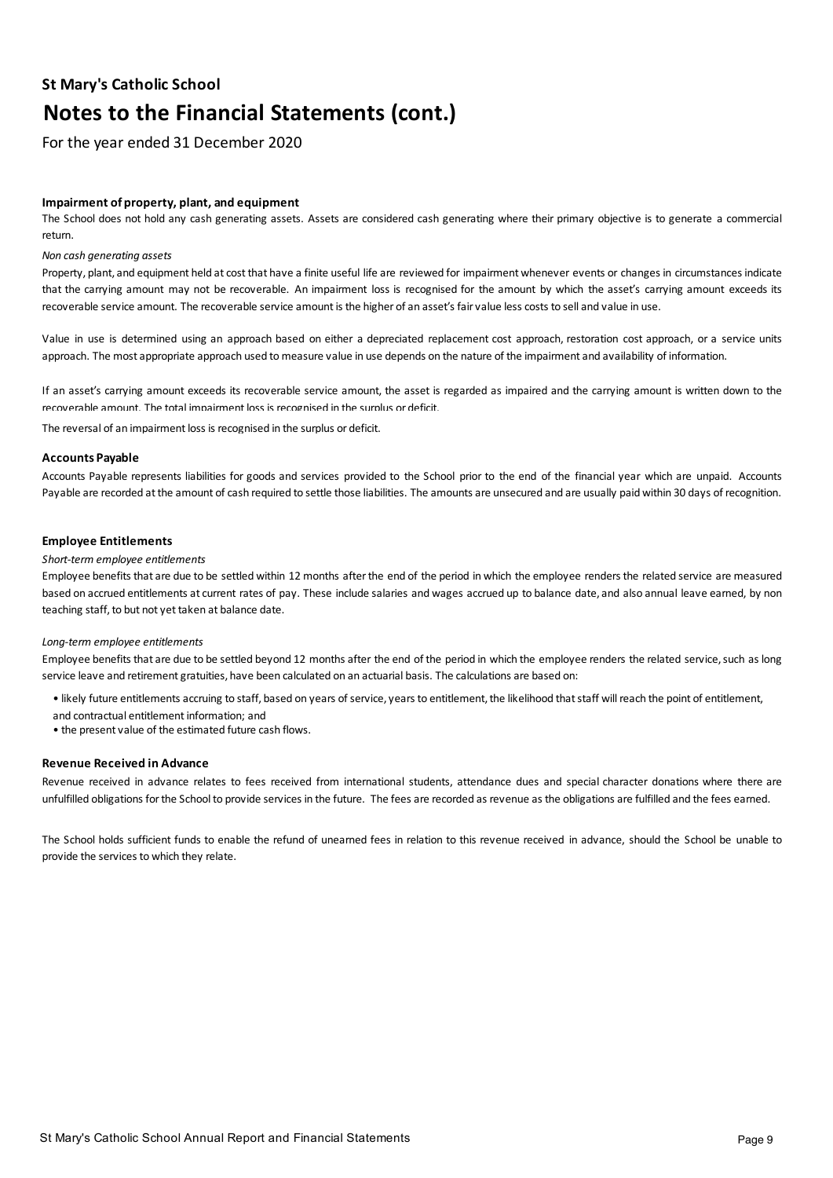**St Mary's Catholic School**

# Notes to the Financial Statements (cont.)

For the year ended 31 December 2020

### Impairment of property, plant, and equipment

The School does not hold any cash generating assets. Assets are considered cash generating where their primary objective is to generate a commercial return.

*Non cash generating assets*

Property, plant, and equipment held at cost that have a finite useful life are reviewed for impairment whenever events or changes in circumstances indicate that the carrying amount may not be recoverable. An impairment loss is recognised for the amount by which the asset's carrying amount exceeds its recoverable service amount. The recoverable service amount is the higher of an asset's fair value less costs to sell and value in use.

Value in use is determined using an approach based on either a depreciated replacement cost approach, restoration cost approach, or a service units approach. The most appropriate approach used to measure value in use depends on the nature of the impairment and availability of information.

If an asset's carrying amount exceeds its recoverable service amount, the asset is regarded as impaired and the carrying amount is written down to the recoverable amount. The total impairment loss is recognised in the surplus or deficit.

The reversal of an impairment loss is recognised in the surplus or deficit.

### Accounts Payable

Accounts Payable represents liabilities for goods and services provided to the School prior to the end of the financial year which are unpaid. Accounts Payable are recorded at the amount of cash required to settle those liabilities. The amounts are unsecured and are usually paid within 30 days of recognition.

### Employee Entitlements

*Short-term employee entitlements*

Employee benefits that are due to be settled within 12 months after the end of the period in which the employee renders the related service are measured based on accrued entitlements at current rates of pay. These include salaries and wages accrued up to balance date, and also annual leave earned, by non teaching staff, to but not yet taken at balance date.

*Long-term employee entitlements*

Employee benefits that are due to be settled beyond 12 months after the end of the period in which the employee renders the related service, such as long service leave and retirement gratuities, have been calculated on an actuarial basis. The calculations are based on:

- likely future entitlements accruing to staff, based on years of service, years to entitlement, the likelihood that staff will reach the point of entitlement, and contractual entitlement information; and
- the present value of the estimated future cash flows.

### Revenue Received in Advance

Revenue received in advance relates to fees received from international students, attendance dues and special character donations where there are unfulfilled obligations for the School to provide services in the future. The fees are recorded as revenue as the obligations are fulfilled and the fees earned.

The School holds sufficient funds to enable the refund of unearned fees in relation to this revenue received in advance, should the School be unable to provide the services to which they relate.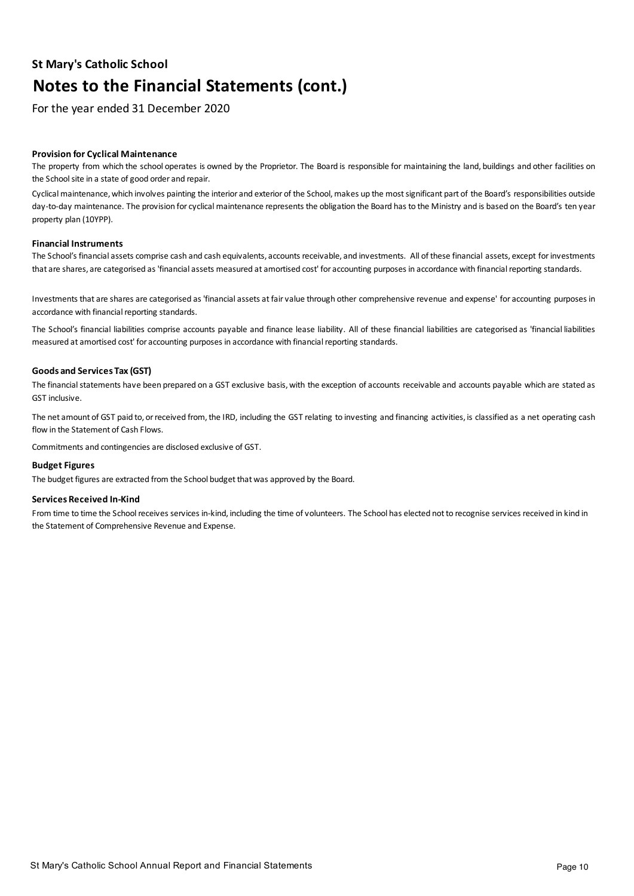## Provision for Cyclical Maintenance

The property from which the school operates is owned by the Proprietor. The Board is responsible for maintaining the land, buildings and other facilities on the School site in a state of good order and repair.

Cyclical maintenance, which involves painting the interior and exterior of the School, makes up the most significant part of the Board's responsibilities outside day-to-day maintenance. The provision for cyclical maintenance represents the obligation the Board has to the Ministry and is based on the Board's ten year property plan (10YPP).

## Financial Instruments

The School's financial assets comprise cash and cash equivalents, accounts receivable, and investments. All of these financial assets, except for investments that are shares, are categorised as 'financial assets measured at amortised cost' for accounting purposes in accordance with financial reporting standards.

Investments that are shares are categorised as 'financial assets at fair value through other comprehensive revenue and expense' for accounting purposes in accordance with financial reporting standards.

The School's financial liabilities comprise accounts payable and finance lease liability. All of these financial liabilities are categorised as 'financial liabilities measured at amortised cost' for accounting purposes in accordance with financial reporting standards.

## Goods and Services Tax (GST)

The financial statements have been prepared on a GST exclusive basis, with the exception of accounts receivable and accounts payable which are stated as GST inclusive.

The net amount of GST paid to, or received from, the IRD, including the GST relating to investing and financing activities, is classified as a net operating cash flow in the Statement of Cash Flows.

Commitments and contingencies are disclosed exclusive of GST.

## Budget Figures

The budget figures are extracted from the School budget that was approved by the Board.

## Services Received In-Kind

From time to time the School receives services in-kind, including the time of volunteers. The School has elected not to recognise services received in kind in the Statement of Comprehensive Revenue and Expense.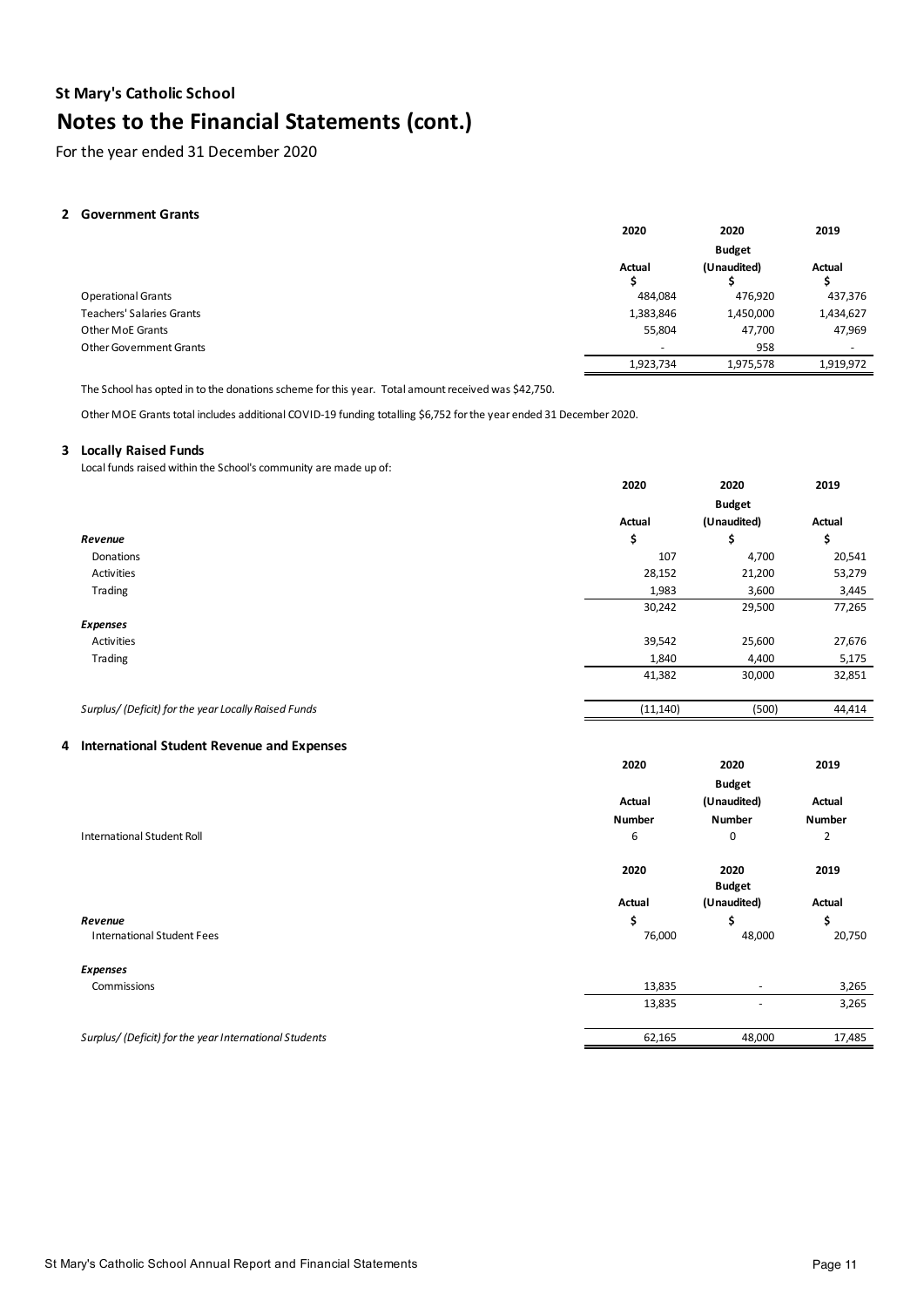**St Mary's Catholic School**

# Notes to the Financial Statements (cont.)

For the year ended 31 December 2020

## 2 Government Grants

| | 2020 | 2020 | 2019 |
|---|---|---|---|
| | | Budget | |
| | Actual | (Unaudited) | Actual |
| | $ | $ | $ |
| Operational Grants | 484,084 | 476,920 | 437,376 |
| Teachers' Salaries Grants | 1,383,846 | 1,450,000 | 1,434,627 |
| Other MoE Grants | 55,804 | 47,700 | 47,969 |
| Other Government Grants | - | 958 | - |
| | 1,923,734 | 1,975,578 | 1,919,972 |

The School has opted in to the donations scheme for this year. Total amount received was $42,750.

Other MOE Grants total includes additional COVID-19 funding totalling $6,752 for the year ended 31 December 2020.

## 3 Locally Raised Funds

Local funds raised within the School's community are made up of:

| | 2020 | 2020 | 2019 |
|---|---|---|---|
| | | Budget | |
| | Actual | (Unaudited) | Actual |
| ***Revenue*** | $ | $ | $ |
| Donations | 107 | 4,700 | 20,541 |
| Activities | 28,152 | 21,200 | 53,279 |
| Trading | 1,983 | 3,600 | 3,445 |
| | 30,242 | 29,500 | 77,265 |
| ***Expenses*** | | | |
| Activities | 39,542 | 25,600 | 27,676 |
| Trading | 1,840 | 4,400 | 5,175 |
| | 41,382 | 30,000 | 32,851 |
| *Surplus/ (Deficit) for the year Locally Raised Funds* | (11,140) | (500) | 44,414 |

## 4 International Student Revenue and Expenses

| | 2020 | 2020 | 2019 |
|---|---|---|---|
| | | Budget | |
| | Actual | (Unaudited) | Actual |
| | Number | Number | Number |
| International Student Roll | 6 | 0 | 2 |

| | 2020 | 2020 | 2019 |
|---|---|---|---|
| | | Budget | |
| | Actual | (Unaudited) | Actual |
| ***Revenue*** | $ | $ | $ |
| International Student Fees | 76,000 | 48,000 | 20,750 |
| ***Expenses*** | | | |
| Commissions | 13,835 | - | 3,265 |
| | 13,835 | - | 3,265 |
| *Surplus/ (Deficit) for the year International Students* | 62,165 | 48,000 | 17,485 |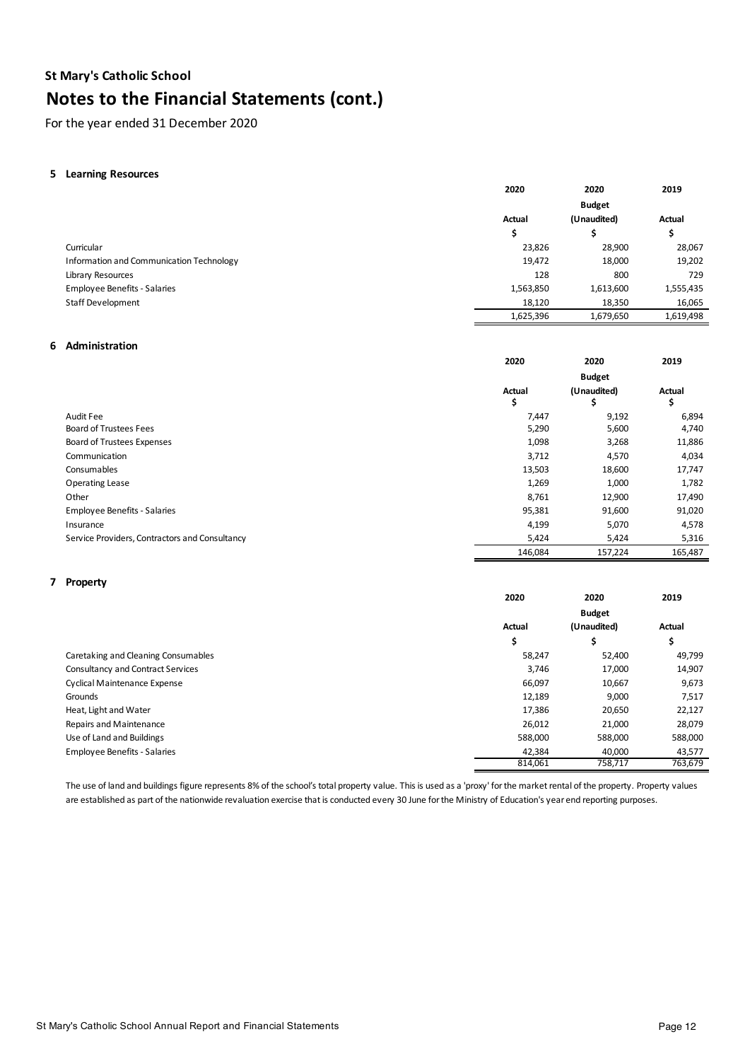**St Mary's Catholic School**

# Notes to the Financial Statements (cont.)

For the year ended 31 December 2020

## 5 Learning Resources

| | 2020 | 2020 | 2019 |
|---|---|---|---|
| | | Budget | |
| | Actual | (Unaudited) | Actual |
| | $ | $ | $ |
| Curricular | 23,826 | 28,900 | 28,067 |
| Information and Communication Technology | 19,472 | 18,000 | 19,202 |
| Library Resources | 128 | 800 | 729 |
| Employee Benefits - Salaries | 1,563,850 | 1,613,600 | 1,555,435 |
| Staff Development | 18,120 | 18,350 | 16,065 |
| | 1,625,396 | 1,679,650 | 1,619,498 |

## 6 Administration

| | 2020 | 2020 | 2019 |
|---|---|---|---|
| | | Budget | |
| | Actual | (Unaudited) | Actual |
| | $ | $ | $ |
| Audit Fee | 7,447 | 9,192 | 6,894 |
| Board of Trustees Fees | 5,290 | 5,600 | 4,740 |
| Board of Trustees Expenses | 1,098 | 3,268 | 11,886 |
| Communication | 3,712 | 4,570 | 4,034 |
| Consumables | 13,503 | 18,600 | 17,747 |
| Operating Lease | 1,269 | 1,000 | 1,782 |
| Other | 8,761 | 12,900 | 17,490 |
| Employee Benefits - Salaries | 95,381 | 91,600 | 91,020 |
| Insurance | 4,199 | 5,070 | 4,578 |
| Service Providers, Contractors and Consultancy | 5,424 | 5,424 | 5,316 |
| | 146,084 | 157,224 | 165,487 |

## 7 Property

| | 2020 | 2020 | 2019 |
|---|---|---|---|
| | | Budget | |
| | Actual | (Unaudited) | Actual |
| | $ | $ | $ |
| Caretaking and Cleaning Consumables | 58,247 | 52,400 | 49,799 |
| Consultancy and Contract Services | 3,746 | 17,000 | 14,907 |
| Cyclical Maintenance Expense | 66,097 | 10,667 | 9,673 |
| Grounds | 12,189 | 9,000 | 7,517 |
| Heat, Light and Water | 17,386 | 20,650 | 22,127 |
| Repairs and Maintenance | 26,012 | 21,000 | 28,079 |
| Use of Land and Buildings | 588,000 | 588,000 | 588,000 |
| Employee Benefits - Salaries | 42,384 | 40,000 | 43,577 |
| | 814,061 | 758,717 | 763,679 |

The use of land and buildings figure represents 8% of the school's total property value. This is used as a 'proxy' for the market rental of the property. Property values are established as part of the nationwide revaluation exercise that is conducted every 30 June for the Ministry of Education's year end reporting purposes.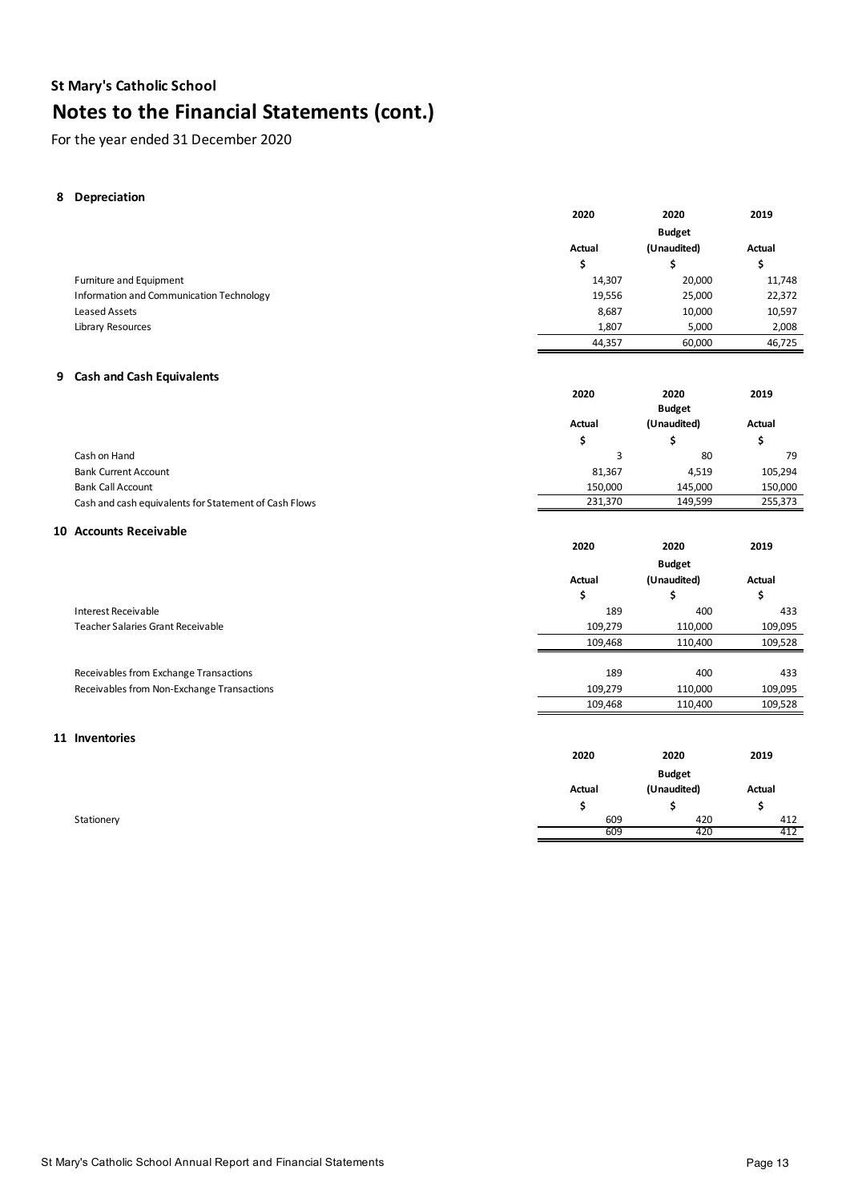## St Mary's Catholic School

# Notes to the Financial Statements (cont.)

For the year ended 31 December 2020

### 8 Depreciation

| | 2020 | 2020 | 2019 |
|---|---|---|---|
| | | Budget | |
| | Actual | (Unaudited) | Actual |
| | $ | $ | $ |
| Furniture and Equipment | 14,307 | 20,000 | 11,748 |
| Information and Communication Technology | 19,556 | 25,000 | 22,372 |
| Leased Assets | 8,687 | 10,000 | 10,597 |
| Library Resources | 1,807 | 5,000 | 2,008 |
| | 44,357 | 60,000 | 46,725 |

### 9 Cash and Cash Equivalents

| | 2020 | 2020 | 2019 |
|---|---|---|---|
| | | Budget | |
| | Actual | (Unaudited) | Actual |
| | $ | $ | $ |
| Cash on Hand | 3 | 80 | 79 |
| Bank Current Account | 81,367 | 4,519 | 105,294 |
| Bank Call Account | 150,000 | 145,000 | 150,000 |
| Cash and cash equivalents for Statement of Cash Flows | 231,370 | 149,599 | 255,373 |

### 10 Accounts Receivable

| | 2020 | 2020 | 2019 |
|---|---|---|---|
| | | Budget | |
| | Actual | (Unaudited) | Actual |
| | $ | $ | $ |
| Interest Receivable | 189 | 400 | 433 |
| Teacher Salaries Grant Receivable | 109,279 | 110,000 | 109,095 |
| | 109,468 | 110,400 | 109,528 |
| | | | |
| Receivables from Exchange Transactions | 189 | 400 | 433 |
| Receivables from Non-Exchange Transactions | 109,279 | 110,000 | 109,095 |
| | 109,468 | 110,400 | 109,528 |

### 11 Inventories

| | 2020 | 2020 | 2019 |
|---|---|---|---|
| | | Budget | |
| | Actual | (Unaudited) | Actual |
| | $ | $ | $ |
| Stationery | 609 | 420 | 412 |
| | 609 | 420 | 412 |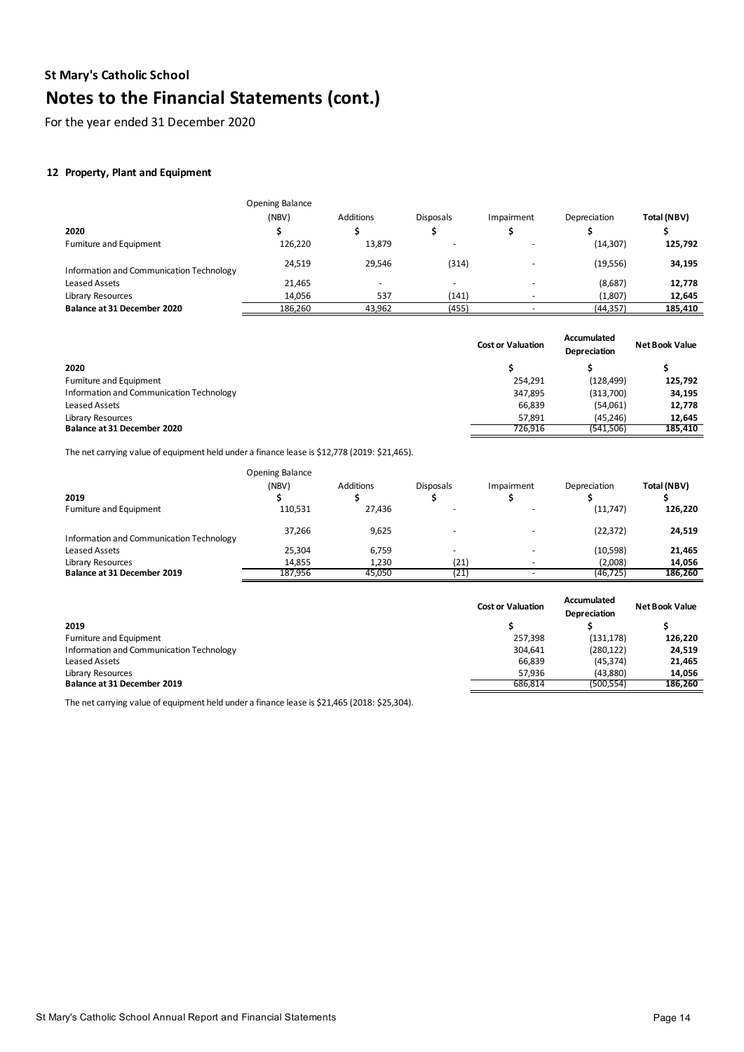## St Mary's Catholic School

# Notes to the Financial Statements (cont.)

For the year ended 31 December 2020

### 12 Property, Plant and Equipment

| 2020 | Opening Balance (NBV) $ | Additions $ | Disposals $ | Impairment $ | Depreciation $ | Total (NBV) $ |
|---|---|---|---|---|---|---|
| Furniture and Equipment | 126,220 | 13,879 | - | - | (14,307) | **125,792** |
| Information and Communication Technology | 24,519 | 29,546 | (314) | - | (19,556) | **34,195** |
| Leased Assets | 21,465 | - | - | - | (8,687) | **12,778** |
| Library Resources | 14,056 | 537 | (141) | - | (1,807) | **12,645** |
| **Balance at 31 December 2020** | 186,260 | 43,962 | (455) | - | (44,357) | **185,410** |

| 2020 | Cost or Valuation $ | Accumulated Depreciation $ | Net Book Value $ |
|---|---|---|---|
| Furniture and Equipment | 254,291 | (128,499) | **125,792** |
| Information and Communication Technology | 347,895 | (313,700) | **34,195** |
| Leased Assets | 66,839 | (54,061) | **12,778** |
| Library Resources | 57,891 | (45,246) | **12,645** |
| **Balance at 31 December 2020** | 726,916 | (541,506) | **185,410** |

The net carrying value of equipment held under a finance lease is $12,778 (2019: $21,465).

| 2019 | Opening Balance (NBV) $ | Additions $ | Disposals $ | Impairment $ | Depreciation $ | Total (NBV) $ |
|---|---|---|---|---|---|---|
| Furniture and Equipment | 110,531 | 27,436 | - | - | (11,747) | **126,220** |
| Information and Communication Technology | 37,266 | 9,625 | - | - | (22,372) | **24,519** |
| Leased Assets | 25,304 | 6,759 | - | - | (10,598) | **21,465** |
| Library Resources | 14,855 | 1,230 | (21) | - | (2,008) | **14,056** |
| **Balance at 31 December 2019** | 187,956 | 45,050 | (21) | - | (46,725) | **186,260** |

| 2019 | Cost or Valuation $ | Accumulated Depreciation $ | Net Book Value $ |
|---|---|---|---|
| Furniture and Equipment | 257,398 | (131,178) | **126,220** |
| Information and Communication Technology | 304,641 | (280,122) | **24,519** |
| Leased Assets | 66,839 | (45,374) | **21,465** |
| Library Resources | 57,936 | (43,880) | **14,056** |
| **Balance at 31 December 2019** | 686,814 | (500,554) | **186,260** |

The net carrying value of equipment held under a finance lease is $21,465 (2018: $25,304).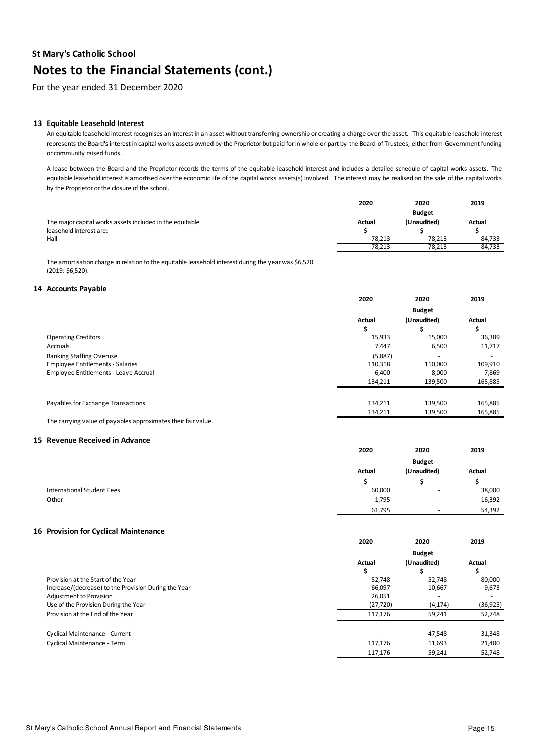## St Mary's Catholic School

# Notes to the Financial Statements (cont.)

For the year ended 31 December 2020

### 13 Equitable Leasehold Interest

An equitable leasehold interest recognises an interest in an asset without transferring ownership or creating a charge over the asset. This equitable leasehold interest represents the Board's interest in capital works assets owned by the Proprietor but paid for in whole or part by the Board of Trustees, either from Government funding or community raised funds.

A lease between the Board and the Proprietor records the terms of the equitable leasehold interest and includes a detailed schedule of capital works assets. The equitable leasehold interest is amortised over the economic life of the capital works assets(s) involved. The interest may be realised on the sale of the capital works by the Proprietor or the closure of the school.

| | 2020 | 2020 | 2019 |
|---|---|---|---|
| | | Budget | |
| The major capital works assets included in the equitable leasehold interest are: | Actual | (Unaudited) | Actual |
| | $ | $ | $ |
| Hall | 78,213 | 78,213 | 84,733 |
| | 78,213 | 78,213 | 84,733 |

The amortisation charge in relation to the equitable leasehold interest during the year was $6,520. (2019: $6,520).

### 14 Accounts Payable

| | 2020 | 2020 | 2019 |
|---|---|---|---|
| | | Budget | |
| | Actual | (Unaudited) | Actual |
| | $ | $ | $ |
| Operating Creditors | 15,933 | 15,000 | 36,389 |
| Accruals | 7,447 | 6,500 | 11,717 |
| Banking Staffing Overuse | (5,887) | - | - |
| Employee Entitlements - Salaries | 110,318 | 110,000 | 109,910 |
| Employee Entitlements - Leave Accrual | 6,400 | 8,000 | 7,869 |
| | 134,211 | 139,500 | 165,885 |
| | | | |
| Payables for Exchange Transactions | 134,211 | 139,500 | 165,885 |
| | 134,211 | 139,500 | 165,885 |

The carrying value of payables approximates their fair value.

### 15 Revenue Received in Advance

| | 2020 | 2020 | 2019 |
|---|---|---|---|
| | | Budget | |
| | Actual | (Unaudited) | Actual |
| | $ | $ | $ |
| International Student Fees | 60,000 | - | 38,000 |
| Other | 1,795 | - | 16,392 |
| | 61,795 | - | 54,392 |

### 16 Provision for Cyclical Maintenance

| | 2020 | 2020 | 2019 |
|---|---|---|---|
| | | Budget | |
| | Actual | (Unaudited) | Actual |
| | $ | $ | $ |
| Provision at the Start of the Year | 52,748 | 52,748 | 80,000 |
| Increase/(decrease) to the Provision During the Year | 66,097 | 10,667 | 9,673 |
| Adjustment to Provision | 26,051 | - | - |
| Use of the Provision During the Year | (27,720) | (4,174) | (36,925) |
| Provision at the End of the Year | 117,176 | 59,241 | 52,748 |
| | | | |
| Cyclical Maintenance - Current | - | 47,548 | 31,348 |
| Cyclical Maintenance - Term | 117,176 | 11,693 | 21,400 |
| | 117,176 | 59,241 | 52,748 |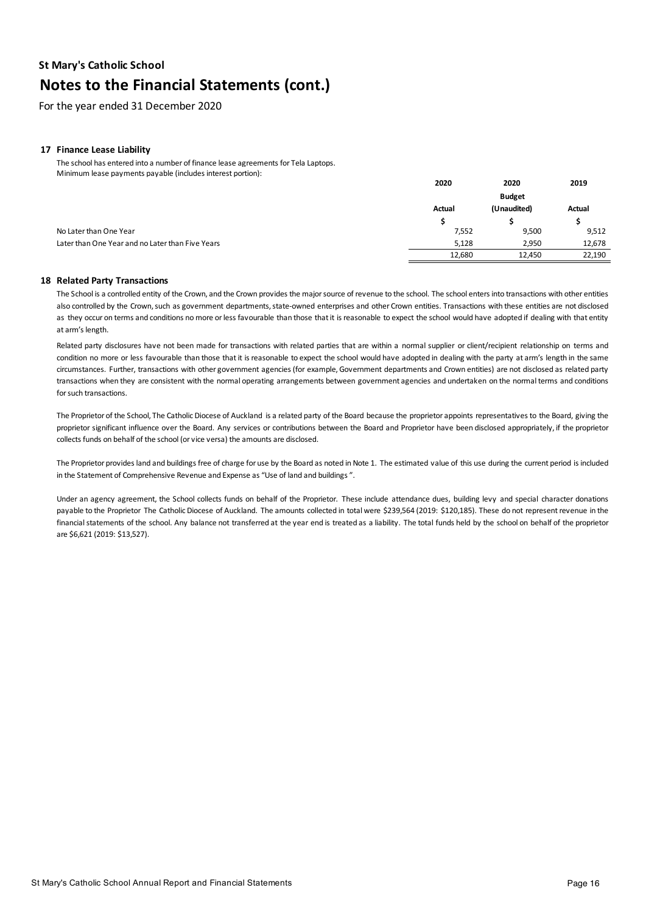**St Mary's Catholic School**

# Notes to the Financial Statements (cont.)

For the year ended 31 December 2020

### 17 Finance Lease Liability

The school has entered into a number of finance lease agreements for Tela Laptops.
Minimum lease payments payable (includes interest portion):

| | 2020 | 2020 | 2019 |
|---|---|---|---|
| | | Budget | |
| | Actual | (Unaudited) | Actual |
| | $ | $ | $ |
| No Later than One Year | 7,552 | 9,500 | 9,512 |
| Later than One Year and no Later than Five Years | 5,128 | 2,950 | 12,678 |
| | 12,680 | 12,450 | 22,190 |

### 18 Related Party Transactions

The School is a controlled entity of the Crown, and the Crown provides the major source of revenue to the school. The school enters into transactions with other entities also controlled by the Crown, such as government departments, state-owned enterprises and other Crown entities. Transactions with these entities are not disclosed as they occur on terms and conditions no more or less favourable than those that it is reasonable to expect the school would have adopted if dealing with that entity at arm's length.

Related party disclosures have not been made for transactions with related parties that are within a normal supplier or client/recipient relationship on terms and condition no more or less favourable than those that it is reasonable to expect the school would have adopted in dealing with the party at arm's length in the same circumstances. Further, transactions with other government agencies (for example, Government departments and Crown entities) are not disclosed as related party transactions when they are consistent with the normal operating arrangements between government agencies and undertaken on the normal terms and conditions for such transactions.

The Proprietor of the School, The Catholic Diocese of Auckland is a related party of the Board because the proprietor appoints representatives to the Board, giving the proprietor significant influence over the Board. Any services or contributions between the Board and Proprietor have been disclosed appropriately, if the proprietor collects funds on behalf of the school (or vice versa) the amounts are disclosed.

The Proprietor provides land and buildings free of charge for use by the Board as noted in Note 1. The estimated value of this use during the current period is included in the Statement of Comprehensive Revenue and Expense as "Use of land and buildings ".

Under an agency agreement, the School collects funds on behalf of the Proprietor. These include attendance dues, building levy and special character donations payable to the Proprietor The Catholic Diocese of Auckland. The amounts collected in total were $239,564 (2019: $120,185). These do not represent revenue in the financial statements of the school. Any balance not transferred at the year end is treated as a liability. The total funds held by the school on behalf of the proprietor are $6,621 (2019: $13,527).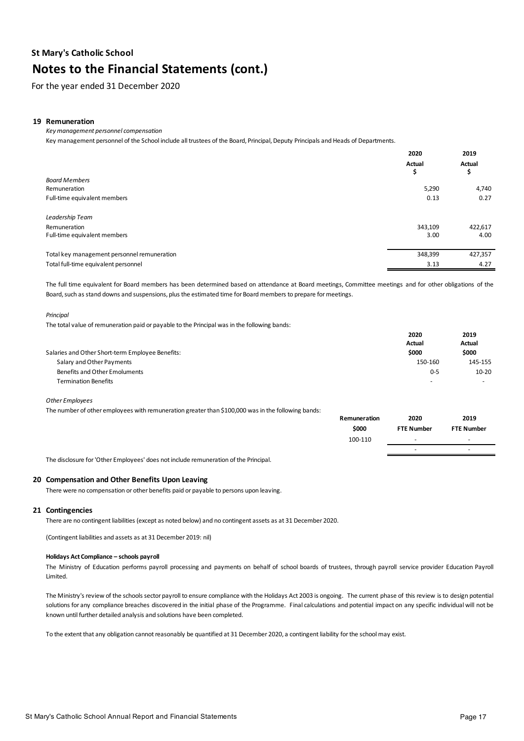**St Mary's Catholic School**

# Notes to the Financial Statements (cont.)

For the year ended 31 December 2020

## 19 Remuneration

*Key management personnel compensation*

Key management personnel of the School include all trustees of the Board, Principal, Deputy Principals and Heads of Departments.

| | 2020 Actual $ | 2019 Actual $ |
|---|---|---|
| *Board Members* | | |
| Remuneration | 5,290 | 4,740 |
| Full-time equivalent members | 0.13 | 0.27 |
| | | |
| *Leadership Team* | | |
| Remuneration | 343,109 | 422,617 |
| Full-time equivalent members | 3.00 | 4.00 |
| | | |
| Total key management personnel remuneration | 348,399 | 427,357 |
| Total full-time equivalent personnel | 3.13 | 4.27 |

The full time equivalent for Board members has been determined based on attendance at Board meetings, Committee meetings and for other obligations of the Board, such as stand downs and suspensions, plus the estimated time for Board members to prepare for meetings.

*Principal*

The total value of remuneration paid or payable to the Principal was in the following bands:

| | 2020 Actual $000 | 2019 Actual $000 |
|---|---|---|
| Salaries and Other Short-term Employee Benefits: | | |
| Salary and Other Payments | 150-160 | 145-155 |
| Benefits and Other Emoluments | 0-5 | 10-20 |
| Termination Benefits | - | - |

*Other Employees*

The number of other employees with remuneration greater than $100,000 was in the following bands:

| Remuneration $000 | 2020 FTE Number | 2019 FTE Number |
|---|---|---|
| 100-110 | - | - |
| | - | - |

The disclosure for 'Other Employees' does not include remuneration of the Principal.

## 20 Compensation and Other Benefits Upon Leaving

There were no compensation or other benefits paid or payable to persons upon leaving.

## 21 Contingencies

There are no contingent liabilities (except as noted below) and no contingent assets as at 31 December 2020.

(Contingent liabilities and assets as at 31 December 2019: nil)

**Holidays Act Compliance – schools payroll**

The Ministry of Education performs payroll processing and payments on behalf of school boards of trustees, through payroll service provider Education Payroll Limited.

The Ministry's review of the schools sector payroll to ensure compliance with the Holidays Act 2003 is ongoing. The current phase of this review is to design potential solutions for any compliance breaches discovered in the initial phase of the Programme. Final calculations and potential impact on any specific individual will not be known until further detailed analysis and solutions have been completed.

To the extent that any obligation cannot reasonably be quantified at 31 December 2020, a contingent liability for the school may exist.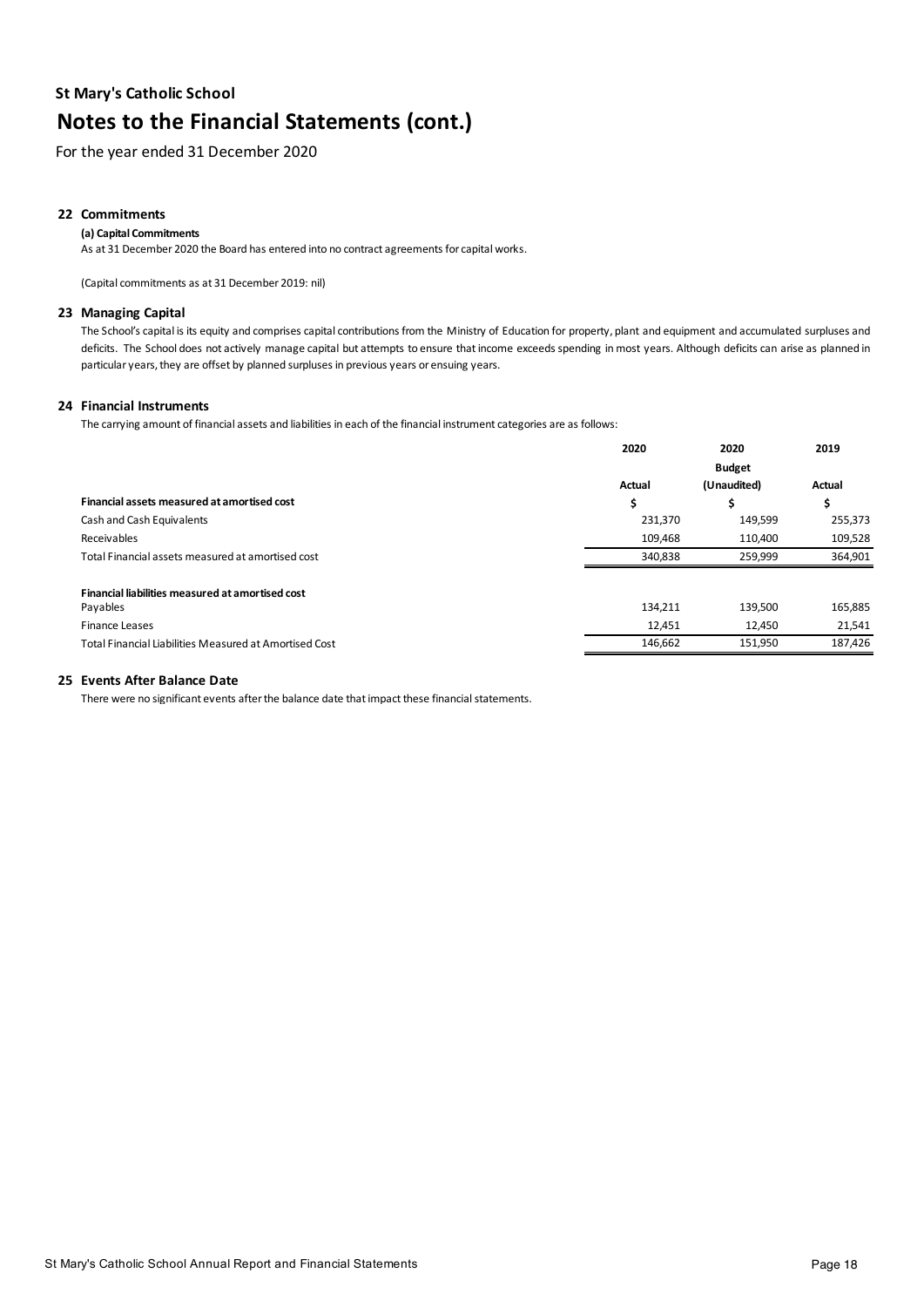**St Mary's Catholic School**

# Notes to the Financial Statements (cont.)

For the year ended 31 December 2020

### 22 Commitments

**(a) Capital Commitments**

As at 31 December 2020 the Board has entered into no contract agreements for capital works.

(Capital commitments as at 31 December 2019: nil)

### 23 Managing Capital

The School's capital is its equity and comprises capital contributions from the Ministry of Education for property, plant and equipment and accumulated surpluses and deficits. The School does not actively manage capital but attempts to ensure that income exceeds spending in most years. Although deficits can arise as planned in particular years, they are offset by planned surpluses in previous years or ensuing years.

### 24 Financial Instruments

The carrying amount of financial assets and liabilities in each of the financial instrument categories are as follows:

| | 2020 | 2020 | 2019 |
|---|---|---|---|
| | | Budget | |
| | Actual | (Unaudited) | Actual |
| **Financial assets measured at amortised cost** | $ | $ | $ |
| Cash and Cash Equivalents | 231,370 | 149,599 | 255,373 |
| Receivables | 109,468 | 110,400 | 109,528 |
| Total Financial assets measured at amortised cost | 340,838 | 259,999 | 364,901 |
| | | | |
| **Financial liabilities measured at amortised cost** | | | |
| Payables | 134,211 | 139,500 | 165,885 |
| Finance Leases | 12,451 | 12,450 | 21,541 |
| Total Financial Liabilities Measured at Amortised Cost | 146,662 | 151,950 | 187,426 |

### 25 Events After Balance Date

There were no significant events after the balance date that impact these financial statements.